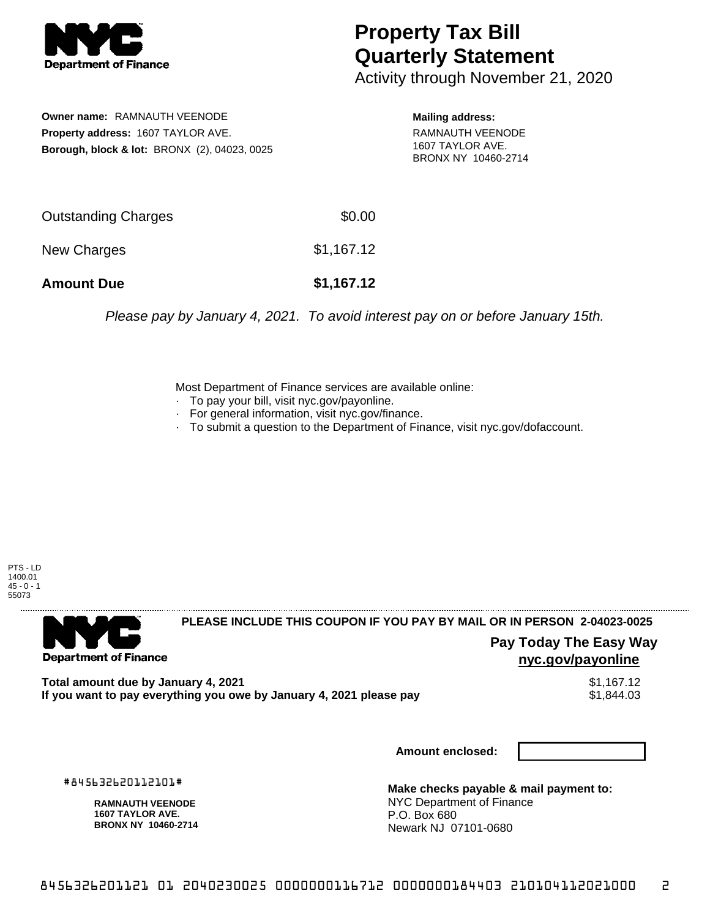**Department of Finance**

# Property Tax Bill Quarterly Statement

Activity through November 21, 2020

**Owner name:** RAMNAUTH VEENODE
**Property address:** 1607 TAYLOR AVE.
**Borough, block & lot:** BRONX (2), 04023, 0025

**Mailing address:**
RAMNAUTH VEENODE
1607 TAYLOR AVE.
BRONX NY 10460-2714

| | |
|---|---|
| Outstanding Charges | $0.00 |
| New Charges | $1,167.12 |
| **Amount Due** | **$1,167.12** |

*Please pay by January 4, 2021. To avoid interest pay on or before January 15th.*

Most Department of Finance services are available online:
- To pay your bill, visit nyc.gov/payonline.
- For general information, visit nyc.gov/finance.
- To submit a question to the Department of Finance, visit nyc.gov/dofaccount.

PTS - LD
1400.01
45 - 0 - 1
55073

**Department of Finance**

**PLEASE INCLUDE THIS COUPON IF YOU PAY BY MAIL OR IN PERSON 2-04023-0025**

**Pay Today The Easy Way**
**nyc.gov/payonline**

| | |
|---|---|
| **Total amount due by January 4, 2021** | $1,167.12 |
| **If you want to pay everything you owe by January 4, 2021 please pay** | $1,844.03 |

**Amount enclosed:**

#845632620112101#

**RAMNAUTH VEENODE**
**1607 TAYLOR AVE.**
**BRONX NY 10460-2714**

**Make checks payable & mail payment to:**
NYC Department of Finance
P.O. Box 680
Newark NJ 07101-0680

845632620112101 01 2040230025 0000000116712 0000000184403 210104112021000 2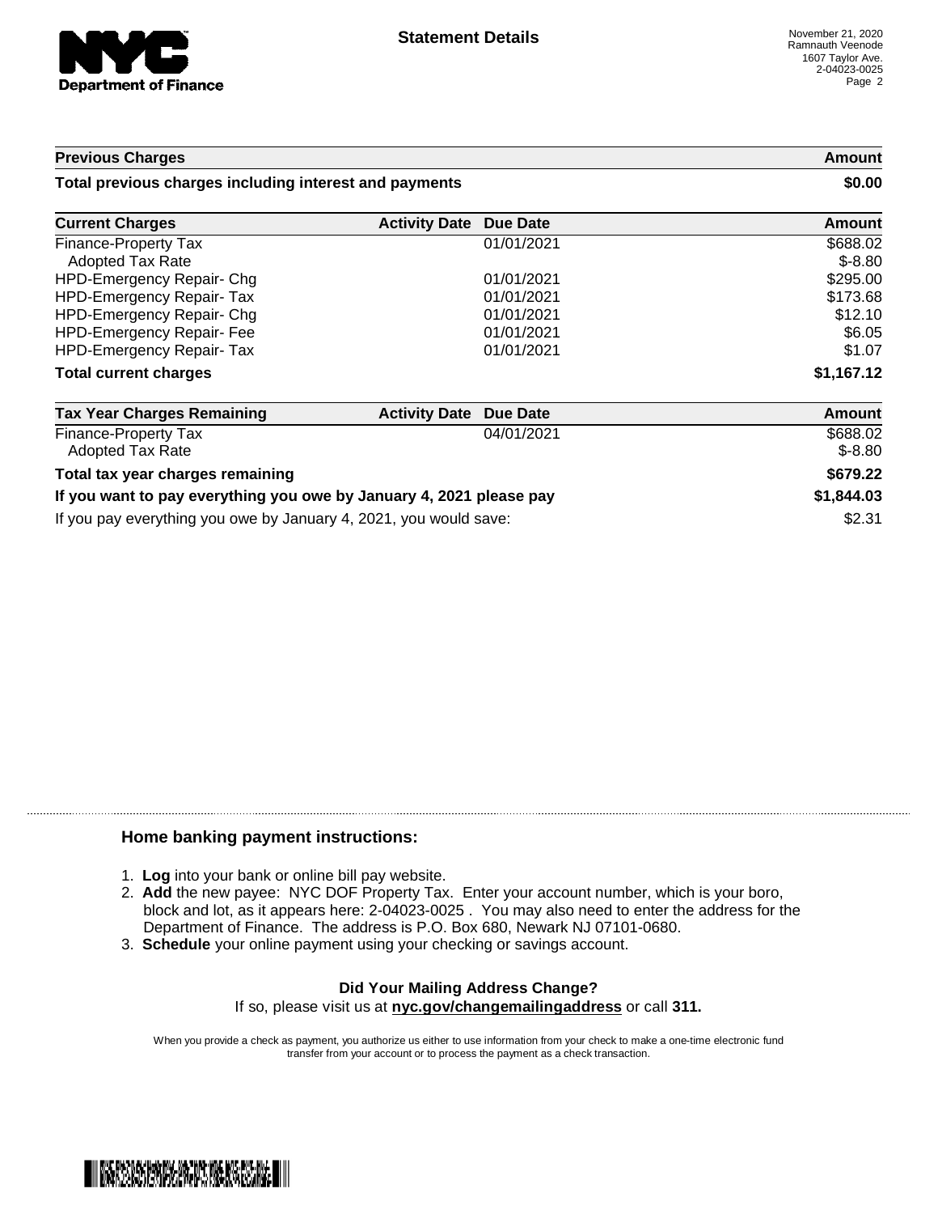# Statement Details

November 21, 2020
Ramnauth Veenode
1607 Taylor Ave.
2-04023-0025

| Previous Charges | | | Amount |
|---|---|---|---|
| **Total previous charges including interest and payments** | | | **$0.00** |

| Current Charges | Activity Date | Due Date | Amount |
|---|---|---|---|
| Finance-Property Tax | | 01/01/2021 | $688.02 |
| Adopted Tax Rate | | | $-8.80 |
| HPD-Emergency Repair- Chg | | 01/01/2021 | $295.00 |
| HPD-Emergency Repair- Tax | | 01/01/2021 | $173.68 |
| HPD-Emergency Repair- Chg | | 01/01/2021 | $12.10 |
| HPD-Emergency Repair- Fee | | 01/01/2021 | $6.05 |
| HPD-Emergency Repair- Tax | | 01/01/2021 | $1.07 |
| **Total current charges** | | | **$1,167.12** |

| Tax Year Charges Remaining | Activity Date | Due Date | Amount |
|---|---|---|---|
| Finance-Property Tax | | 04/01/2021 | $688.02 |
| Adopted Tax Rate | | | $-8.80 |
| **Total tax year charges remaining** | | | **$679.22** |
| **If you want to pay everything you owe by January 4, 2021 please pay** | | | **$1,844.03** |
| If you pay everything you owe by January 4, 2021, you would save: | | | $2.31 |

## Home banking payment instructions:

1. **Log** into your bank or online bill pay website.
2. **Add** the new payee: NYC DOF Property Tax. Enter your account number, which is your boro, block and lot, as it appears here: 2-04023-0025 . You may also need to enter the address for the Department of Finance. The address is P.O. Box 680, Newark NJ 07101-0680.
3. **Schedule** your online payment using your checking or savings account.

**Did Your Mailing Address Change?**

If so, please visit us at **nyc.gov/changemailingaddress** or call **311.**

When you provide a check as payment, you authorize us either to use information from your check to make a one-time electronic fund transfer from your account or to process the payment as a check transaction.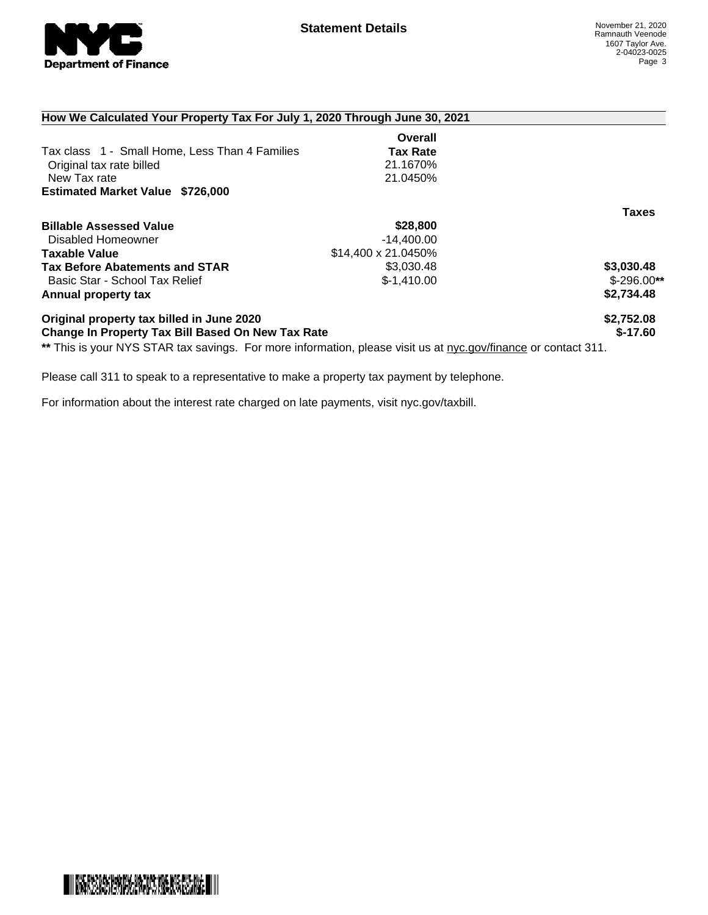**Statement Details**

November 21, 2020
Ramnauth Veenode
1607 Taylor Ave.
2-04023-0025

## How We Calculated Your Property Tax For July 1, 2020 Through June 30, 2021

| | Overall Tax Rate | Taxes |
|---|---|---|
| Tax class 1 - Small Home, Less Than 4 Families | | |
| Original tax rate billed | 21.1670% | |
| New Tax rate | 21.0450% | |
| **Estimated Market Value $726,000** | | |
| **Billable Assessed Value** | **$28,800** | |
| Disabled Homeowner | -14,400.00 | |
| **Taxable Value** | $14,400 x 21.0450% | |
| **Tax Before Abatements and STAR** | $3,030.48 | **$3,030.48** |
| Basic Star - School Tax Relief | $-1,410.00 | $-296.00** |
| **Annual property tax** | | **$2,734.48** |
| **Original property tax billed in June 2020** | | **$2,752.08** |
| **Change In Property Tax Bill Based On New Tax Rate** | | **$-17.60** |

** This is your NYS STAR tax savings. For more information, please visit us at nyc.gov/finance or contact 311.

Please call 311 to speak to a representative to make a property tax payment by telephone.

For information about the interest rate charged on late payments, visit nyc.gov/taxbill.